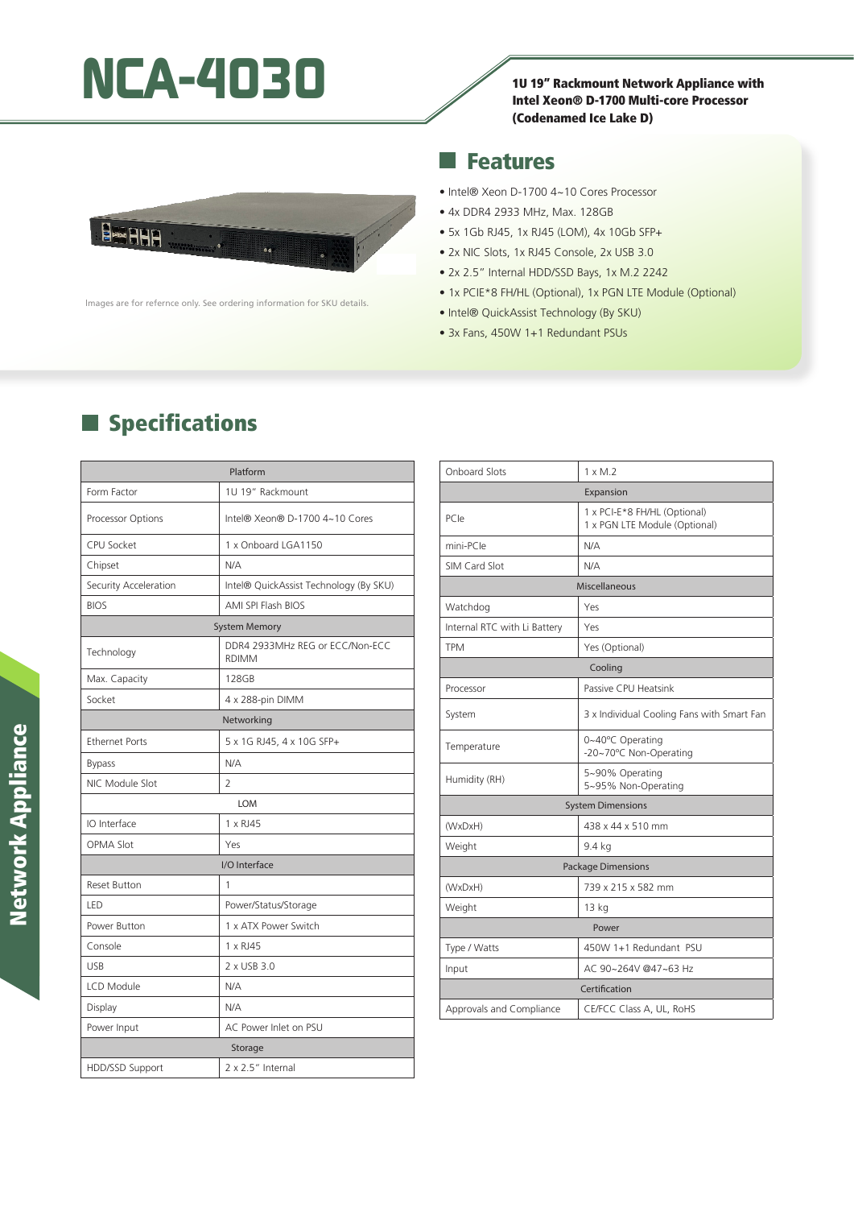# NCA-4030

**1U 19" Rackmount Network Appliance with Intel Xeon® D-1700 Multi-core Processor (Codenamed Ice Lake D)**

Images are for refernce only. See ordering information for SKU details.

## Features

- Intel® Xeon D-1700 4~10 Cores Processor
- 4x DDR4 2933 MHz, Max. 128GB
- 5x 1Gb RJ45, 1x RJ45 (LOM), 4x 10Gb SFP+
- 2x NIC Slots, 1x RJ45 Console, 2x USB 3.0
- 2x 2.5" Internal HDD/SSD Bays, 1x M.2 2242
- 1x PCIE*8 FH/HL (Optional), 1x PGN LTE Module (Optional)
- Intel® QuickAssist Technology (By SKU)
- 3x Fans, 450W 1+1 Redundant PSUs

## Specifications

| Platform | |
|---|---|
| Form Factor | 1U 19" Rackmount |
| Processor Options | Intel® Xeon® D-1700 4~10 Cores |
| CPU Socket | 1 x Onboard LGA1150 |
| Chipset | N/A |
| Security Acceleration | Intel® QuickAssist Technology (By SKU) |
| BIOS | AMI SPI Flash BIOS |
| **System Memory** | |
| Technology | DDR4 2933MHz REG or ECC/Non-ECC RDIMM |
| Max. Capacity | 128GB |
| Socket | 4 x 288-pin DIMM |
| **Networking** | |
| Ethernet Ports | 5 x 1G RJ45, 4 x 10G SFP+ |
| Bypass | N/A |
| NIC Module Slot | 2 |
| **LOM** | |
| IO Interface | 1 x RJ45 |
| OPMA Slot | Yes |
| **I/O Interface** | |
| Reset Button | 1 |
| LED | Power/Status/Storage |
| Power Button | 1 x ATX Power Switch |
| Console | 1 x RJ45 |
| USB | 2 x USB 3.0 |
| LCD Module | N/A |
| Display | N/A |
| Power Input | AC Power Inlet on PSU |
| **Storage** | |
| HDD/SSD Support | 2 x 2.5" Internal |
| Onboard Slots | 1 x M.2 |
| **Expansion** | |
| PCIe | 1 x PCI-E*8 FH/HL (Optional)<br>1 x PGN LTE Module (Optional) |
| mini-PCIe | N/A |
| SIM Card Slot | N/A |
| **Miscellaneous** | |
| Watchdog | Yes |
| Internal RTC with Li Battery | Yes |
| TPM | Yes (Optional) |
| **Cooling** | |
| Processor | Passive CPU Heatsink |
| System | 3 x Individual Cooling Fans with Smart Fan |
| Temperature | 0~40°C Operating<br>-20~70°C Non-Operating |
| Humidity (RH) | 5~90% Operating<br>5~95% Non-Operating |
| **System Dimensions** | |
| (WxDxH) | 438 x 44 x 510 mm |
| Weight | 9.4 kg |
| **Package Dimensions** | |
| (WxDxH) | 739 x 215 x 582 mm |
| Weight | 13 kg |
| **Power** | |
| Type / Watts | 450W 1+1 Redundant PSU |
| Input | AC 90~264V @47~63 Hz |
| **Certification** | |
| Approvals and Compliance | CE/FCC Class A, UL, RoHS |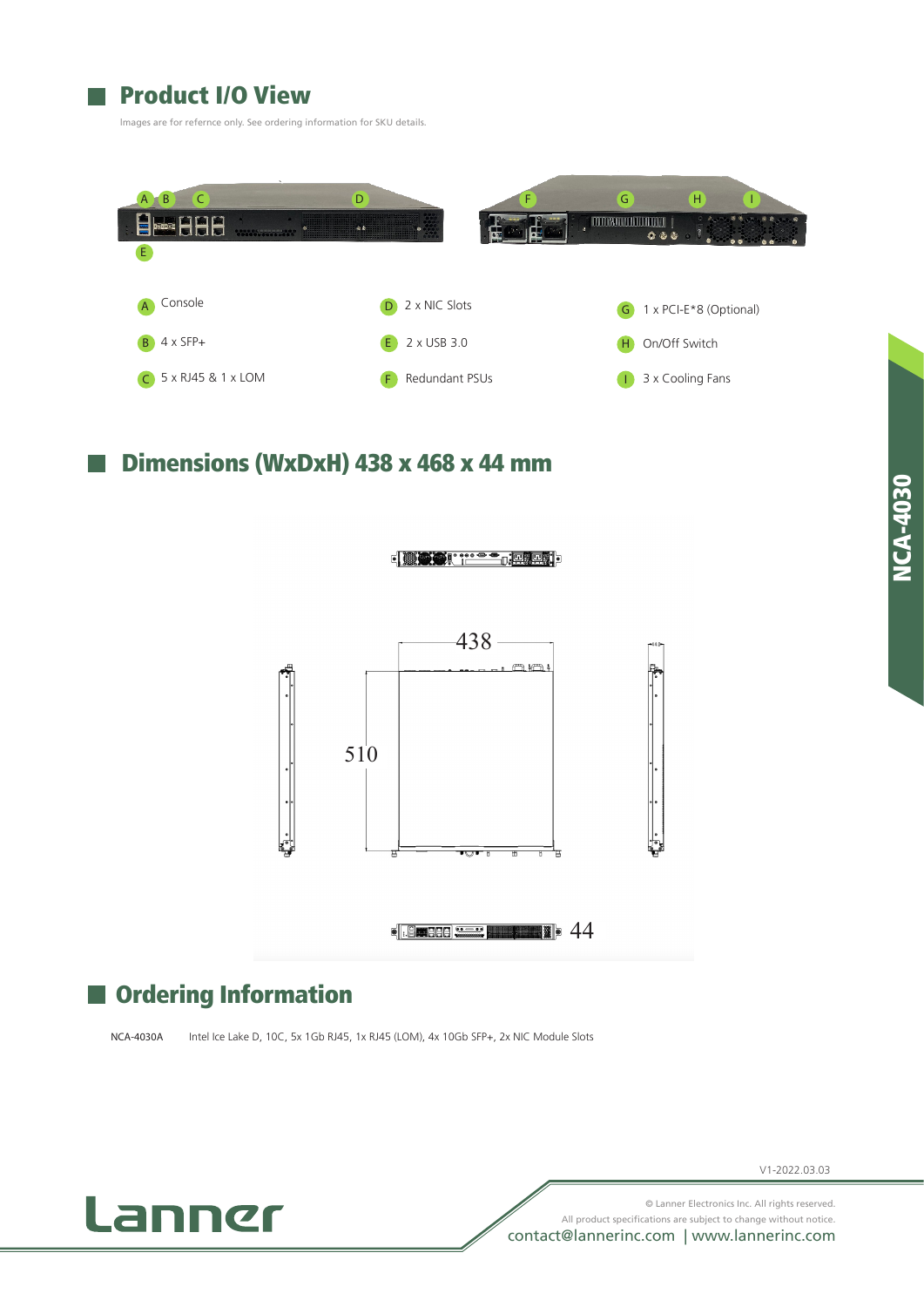## Product I/O View

Images are for refernce only. See ordering information for SKU details.

A Console

B 4 x SFP+

C 5 x RJ45 & 1 x LOM

D 2 x NIC Slots

E 2 x USB 3.0

F Redundant PSUs

G 1 x PCI-E*8 (Optional)

H On/Off Switch

I 3 x Cooling Fans

## Dimensions (WxDxH) 438 x 468 x 44 mm

438

510

44

## Ordering Information

| | |
|---|---|
| NCA-4030A | Intel Ice Lake D, 10C, 5x 1Gb RJ45, 1x RJ45 (LOM), 4x 10Gb SFP+, 2x NIC Module Slots |

V1-2022.03.03

© Lanner Electronics Inc. All rights reserved.
All product specifications are subject to change without notice.
contact@lannerinc.com | www.lannerinc.com